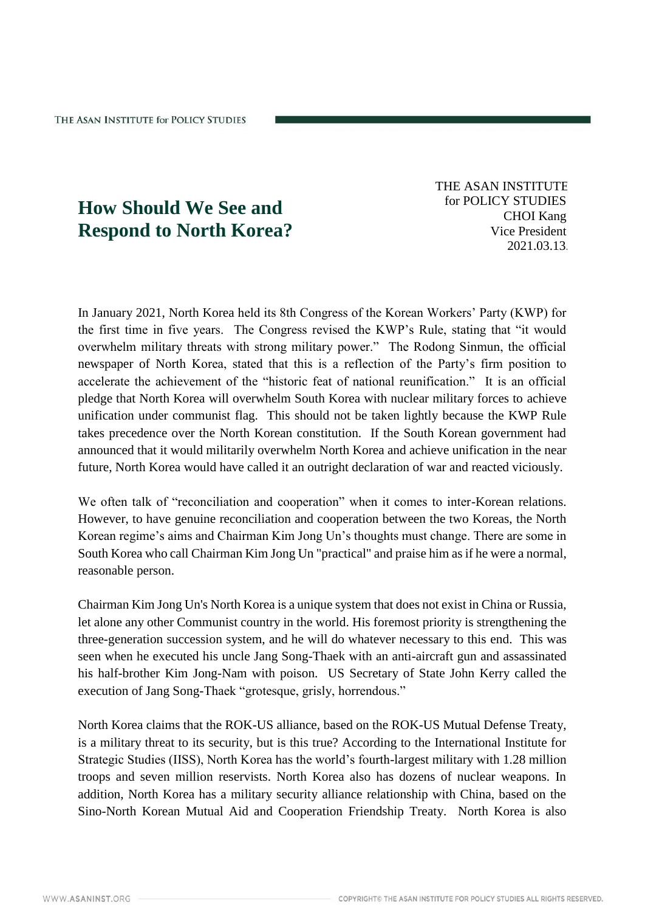# How Should We See and Respond to North Korea?

THE ASAN INSTITUTE for POLICY STUDIES
CHOI Kang
Vice President
2021.03.13

In January 2021, North Korea held its 8th Congress of the Korean Workers' Party (KWP) for the first time in five years. The Congress revised the KWP's Rule, stating that "it would overwhelm military threats with strong military power." The Rodong Sinmun, the official newspaper of North Korea, stated that this is a reflection of the Party's firm position to accelerate the achievement of the "historic feat of national reunification." It is an official pledge that North Korea will overwhelm South Korea with nuclear military forces to achieve unification under communist flag. This should not be taken lightly because the KWP Rule takes precedence over the North Korean constitution. If the South Korean government had announced that it would militarily overwhelm North Korea and achieve unification in the near future, North Korea would have called it an outright declaration of war and reacted viciously.

We often talk of "reconciliation and cooperation" when it comes to inter-Korean relations. However, to have genuine reconciliation and cooperation between the two Koreas, the North Korean regime's aims and Chairman Kim Jong Un's thoughts must change. There are some in South Korea who call Chairman Kim Jong Un "practical" and praise him as if he were a normal, reasonable person.

Chairman Kim Jong Un's North Korea is a unique system that does not exist in China or Russia, let alone any other Communist country in the world. His foremost priority is strengthening the three-generation succession system, and he will do whatever necessary to this end. This was seen when he executed his uncle Jang Song-Thaek with an anti-aircraft gun and assassinated his half-brother Kim Jong-Nam with poison. US Secretary of State John Kerry called the execution of Jang Song-Thaek "grotesque, grisly, horrendous."

North Korea claims that the ROK-US alliance, based on the ROK-US Mutual Defense Treaty, is a military threat to its security, but is this true? According to the International Institute for Strategic Studies (IISS), North Korea has the world's fourth-largest military with 1.28 million troops and seven million reservists. North Korea also has dozens of nuclear weapons. In addition, North Korea has a military security alliance relationship with China, based on the Sino-North Korean Mutual Aid and Cooperation Friendship Treaty. North Korea is also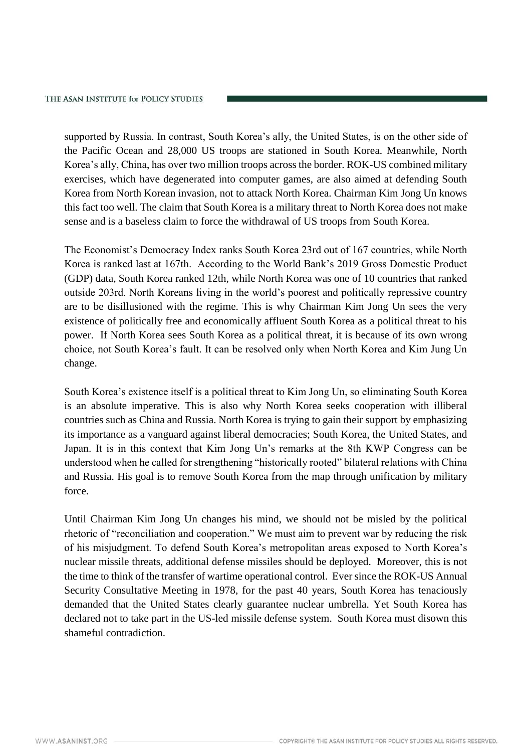supported by Russia. In contrast, South Korea's ally, the United States, is on the other side of the Pacific Ocean and 28,000 US troops are stationed in South Korea. Meanwhile, North Korea's ally, China, has over two million troops across the border. ROK-US combined military exercises, which have degenerated into computer games, are also aimed at defending South Korea from North Korean invasion, not to attack North Korea. Chairman Kim Jong Un knows this fact too well. The claim that South Korea is a military threat to North Korea does not make sense and is a baseless claim to force the withdrawal of US troops from South Korea.

The Economist's Democracy Index ranks South Korea 23rd out of 167 countries, while North Korea is ranked last at 167th. According to the World Bank's 2019 Gross Domestic Product (GDP) data, South Korea ranked 12th, while North Korea was one of 10 countries that ranked outside 203rd. North Koreans living in the world's poorest and politically repressive country are to be disillusioned with the regime. This is why Chairman Kim Jong Un sees the very existence of politically free and economically affluent South Korea as a political threat to his power. If North Korea sees South Korea as a political threat, it is because of its own wrong choice, not South Korea's fault. It can be resolved only when North Korea and Kim Jung Un change.

South Korea's existence itself is a political threat to Kim Jong Un, so eliminating South Korea is an absolute imperative. This is also why North Korea seeks cooperation with illiberal countries such as China and Russia. North Korea is trying to gain their support by emphasizing its importance as a vanguard against liberal democracies; South Korea, the United States, and Japan. It is in this context that Kim Jong Un's remarks at the 8th KWP Congress can be understood when he called for strengthening "historically rooted" bilateral relations with China and Russia. His goal is to remove South Korea from the map through unification by military force.

Until Chairman Kim Jong Un changes his mind, we should not be misled by the political rhetoric of "reconciliation and cooperation." We must aim to prevent war by reducing the risk of his misjudgment. To defend South Korea's metropolitan areas exposed to North Korea's nuclear missile threats, additional defense missiles should be deployed. Moreover, this is not the time to think of the transfer of wartime operational control. Ever since the ROK-US Annual Security Consultative Meeting in 1978, for the past 40 years, South Korea has tenaciously demanded that the United States clearly guarantee nuclear umbrella. Yet South Korea has declared not to take part in the US-led missile defense system. South Korea must disown this shameful contradiction.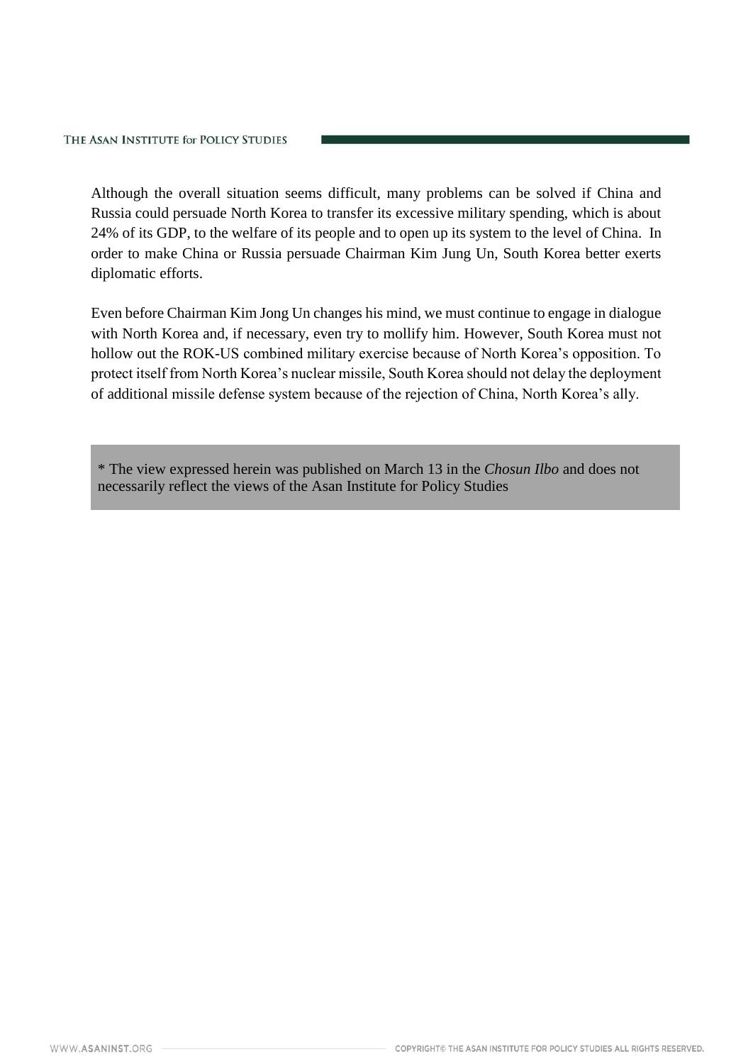Although the overall situation seems difficult, many problems can be solved if China and Russia could persuade North Korea to transfer its excessive military spending, which is about 24% of its GDP, to the welfare of its people and to open up its system to the level of China. In order to make China or Russia persuade Chairman Kim Jung Un, South Korea better exerts diplomatic efforts.

Even before Chairman Kim Jong Un changes his mind, we must continue to engage in dialogue with North Korea and, if necessary, even try to mollify him. However, South Korea must not hollow out the ROK-US combined military exercise because of North Korea's opposition. To protect itself from North Korea's nuclear missile, South Korea should not delay the deployment of additional missile defense system because of the rejection of China, North Korea's ally.

> * The view expressed herein was published on March 13 in the *Chosun Ilbo* and does not necessarily reflect the views of the Asan Institute for Policy Studies